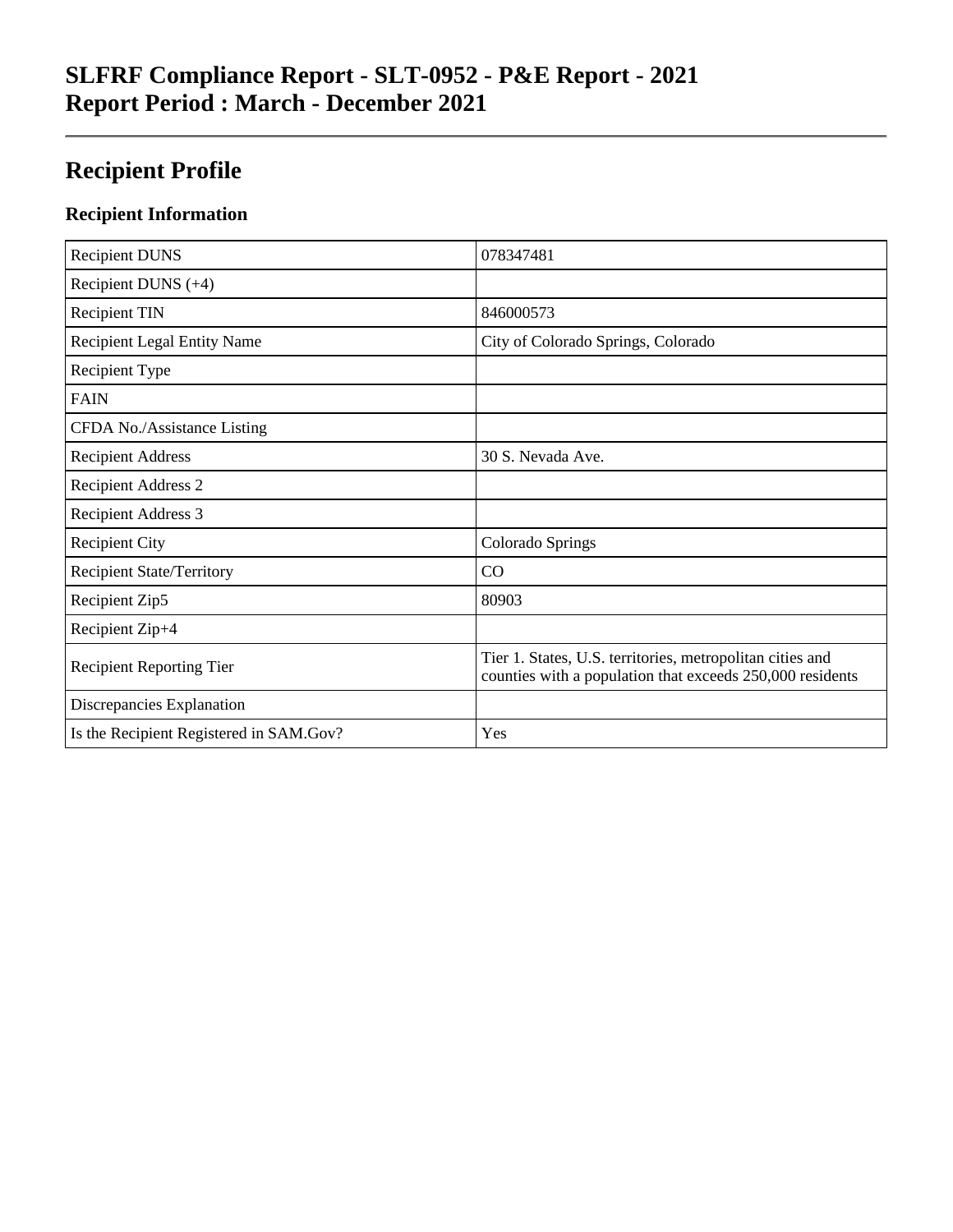# SLFRF Compliance Report - SLT-0952 - P&E Report - 2021
# Report Period : March - December 2021

## Recipient Profile

### Recipient Information

| Recipient DUNS | 078347481 |
|---|---|
| Recipient DUNS (+4) | |
| Recipient TIN | 846000573 |
| Recipient Legal Entity Name | City of Colorado Springs, Colorado |
| Recipient Type | |
| FAIN | |
| CFDA No./Assistance Listing | |
| Recipient Address | 30 S. Nevada Ave. |
| Recipient Address 2 | |
| Recipient Address 3 | |
| Recipient City | Colorado Springs |
| Recipient State/Territory | CO |
| Recipient Zip5 | 80903 |
| Recipient Zip+4 | |
| Recipient Reporting Tier | Tier 1. States, U.S. territories, metropolitan cities and counties with a population that exceeds 250,000 residents |
| Discrepancies Explanation | |
| Is the Recipient Registered in SAM.Gov? | Yes |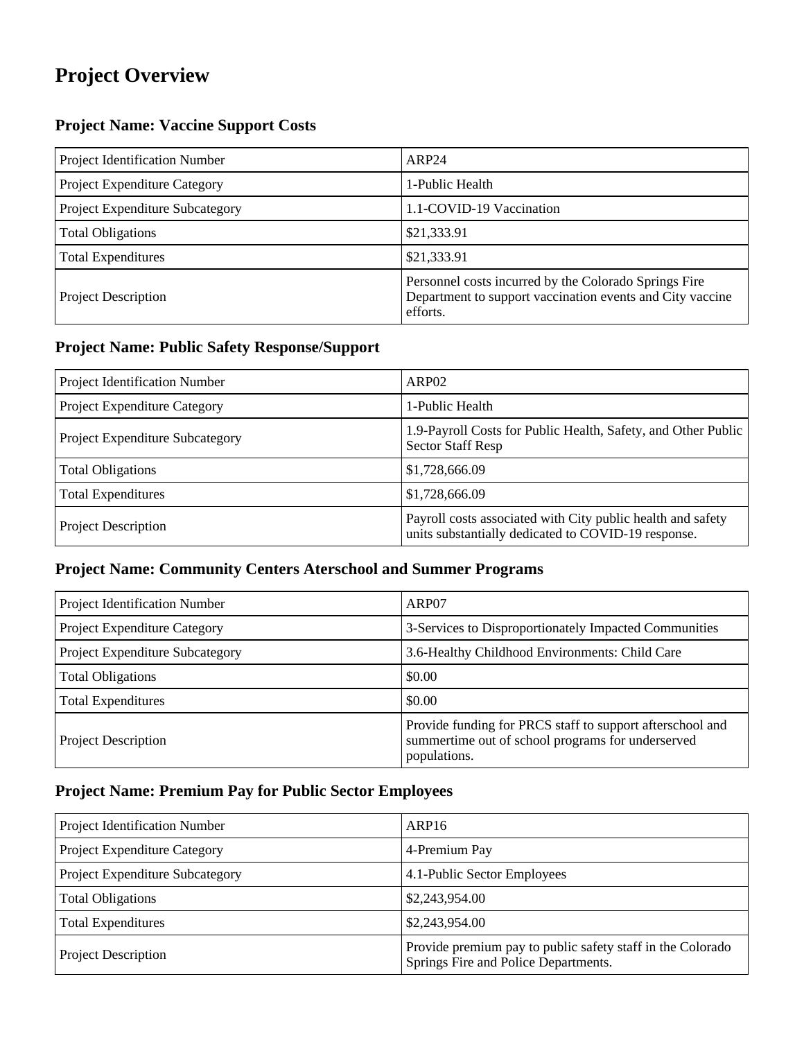# Project Overview

### Project Name: Vaccine Support Costs

| | |
|---|---|
| Project Identification Number | ARP24 |
| Project Expenditure Category | 1-Public Health |
| Project Expenditure Subcategory | 1.1-COVID-19 Vaccination |
| Total Obligations | $21,333.91 |
| Total Expenditures | $21,333.91 |
| Project Description | Personnel costs incurred by the Colorado Springs Fire Department to support vaccination events and City vaccine efforts. |

### Project Name: Public Safety Response/Support

| | |
|---|---|
| Project Identification Number | ARP02 |
| Project Expenditure Category | 1-Public Health |
| Project Expenditure Subcategory | 1.9-Payroll Costs for Public Health, Safety, and Other Public Sector Staff Resp |
| Total Obligations | $1,728,666.09 |
| Total Expenditures | $1,728,666.09 |
| Project Description | Payroll costs associated with City public health and safety units substantially dedicated to COVID-19 response. |

### Project Name: Community Centers Aterschool and Summer Programs

| | |
|---|---|
| Project Identification Number | ARP07 |
| Project Expenditure Category | 3-Services to Disproportionately Impacted Communities |
| Project Expenditure Subcategory | 3.6-Healthy Childhood Environments: Child Care |
| Total Obligations | $0.00 |
| Total Expenditures | $0.00 |
| Project Description | Provide funding for PRCS staff to support afterschool and summertime out of school programs for underserved populations. |

### Project Name: Premium Pay for Public Sector Employees

| | |
|---|---|
| Project Identification Number | ARP16 |
| Project Expenditure Category | 4-Premium Pay |
| Project Expenditure Subcategory | 4.1-Public Sector Employees |
| Total Obligations | $2,243,954.00 |
| Total Expenditures | $2,243,954.00 |
| Project Description | Provide premium pay to public safety staff in the Colorado Springs Fire and Police Departments. |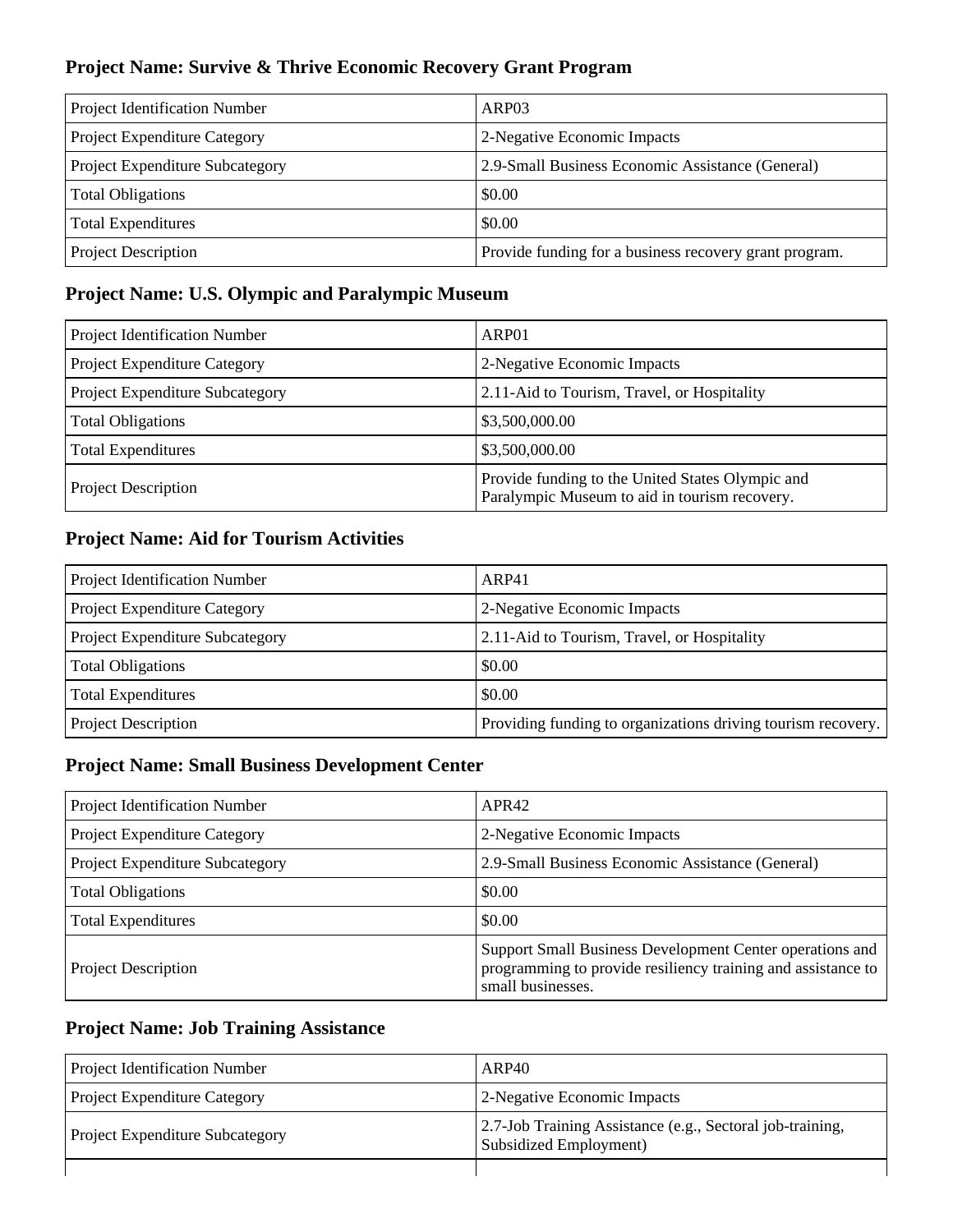## Project Name: Survive & Thrive Economic Recovery Grant Program

| | |
|---|---|
| Project Identification Number | ARP03 |
| Project Expenditure Category | 2-Negative Economic Impacts |
| Project Expenditure Subcategory | 2.9-Small Business Economic Assistance (General) |
| Total Obligations | $0.00 |
| Total Expenditures | $0.00 |
| Project Description | Provide funding for a business recovery grant program. |

## Project Name: U.S. Olympic and Paralympic Museum

| | |
|---|---|
| Project Identification Number | ARP01 |
| Project Expenditure Category | 2-Negative Economic Impacts |
| Project Expenditure Subcategory | 2.11-Aid to Tourism, Travel, or Hospitality |
| Total Obligations | $3,500,000.00 |
| Total Expenditures | $3,500,000.00 |
| Project Description | Provide funding to the United States Olympic and Paralympic Museum to aid in tourism recovery. |

## Project Name: Aid for Tourism Activities

| | |
|---|---|
| Project Identification Number | ARP41 |
| Project Expenditure Category | 2-Negative Economic Impacts |
| Project Expenditure Subcategory | 2.11-Aid to Tourism, Travel, or Hospitality |
| Total Obligations | $0.00 |
| Total Expenditures | $0.00 |
| Project Description | Providing funding to organizations driving tourism recovery. |

## Project Name: Small Business Development Center

| | |
|---|---|
| Project Identification Number | APR42 |
| Project Expenditure Category | 2-Negative Economic Impacts |
| Project Expenditure Subcategory | 2.9-Small Business Economic Assistance (General) |
| Total Obligations | $0.00 |
| Total Expenditures | $0.00 |
| Project Description | Support Small Business Development Center operations and programming to provide resiliency training and assistance to small businesses. |

## Project Name: Job Training Assistance

| | |
|---|---|
| Project Identification Number | ARP40 |
| Project Expenditure Category | 2-Negative Economic Impacts |
| Project Expenditure Subcategory | 2.7-Job Training Assistance (e.g., Sectoral job-training, Subsidized Employment) |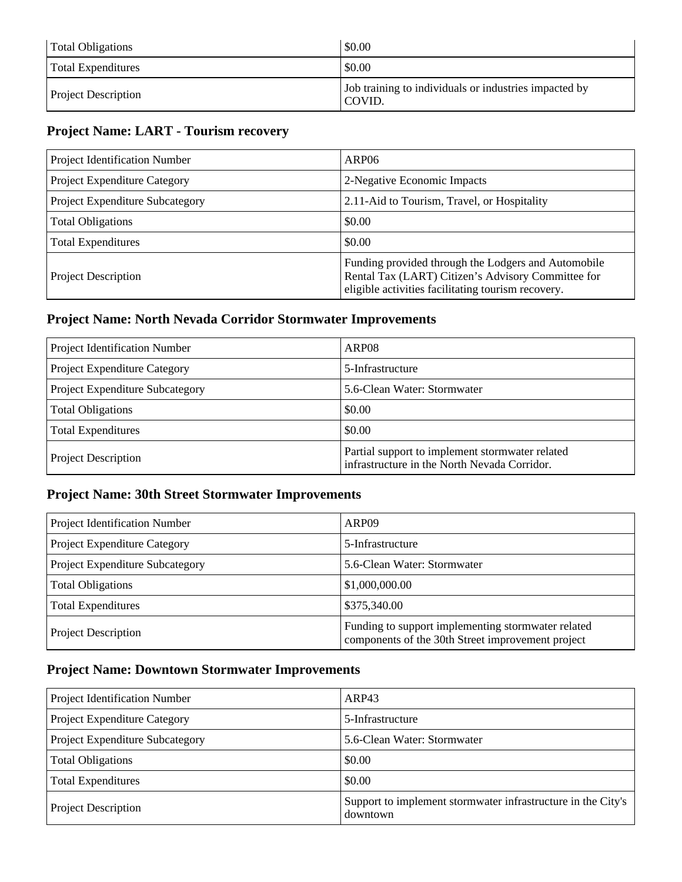| Total Obligations | $0.00 |
|---|---|
| Total Expenditures | $0.00 |
| Project Description | Job training to individuals or industries impacted by COVID. |

### Project Name: LART - Tourism recovery

| Project Identification Number | ARP06 |
|---|---|
| Project Expenditure Category | 2-Negative Economic Impacts |
| Project Expenditure Subcategory | 2.11-Aid to Tourism, Travel, or Hospitality |
| Total Obligations | $0.00 |
| Total Expenditures | $0.00 |
| Project Description | Funding provided through the Lodgers and Automobile Rental Tax (LART) Citizen’s Advisory Committee for eligible activities facilitating tourism recovery. |

### Project Name: North Nevada Corridor Stormwater Improvements

| Project Identification Number | ARP08 |
|---|---|
| Project Expenditure Category | 5-Infrastructure |
| Project Expenditure Subcategory | 5.6-Clean Water: Stormwater |
| Total Obligations | $0.00 |
| Total Expenditures | $0.00 |
| Project Description | Partial support to implement stormwater related infrastructure in the North Nevada Corridor. |

### Project Name: 30th Street Stormwater Improvements

| Project Identification Number | ARP09 |
|---|---|
| Project Expenditure Category | 5-Infrastructure |
| Project Expenditure Subcategory | 5.6-Clean Water: Stormwater |
| Total Obligations | $1,000,000.00 |
| Total Expenditures | $375,340.00 |
| Project Description | Funding to support implementing stormwater related components of the 30th Street improvement project |

### Project Name: Downtown Stormwater Improvements

| Project Identification Number | ARP43 |
|---|---|
| Project Expenditure Category | 5-Infrastructure |
| Project Expenditure Subcategory | 5.6-Clean Water: Stormwater |
| Total Obligations | $0.00 |
| Total Expenditures | $0.00 |
| Project Description | Support to implement stormwater infrastructure in the City's downtown |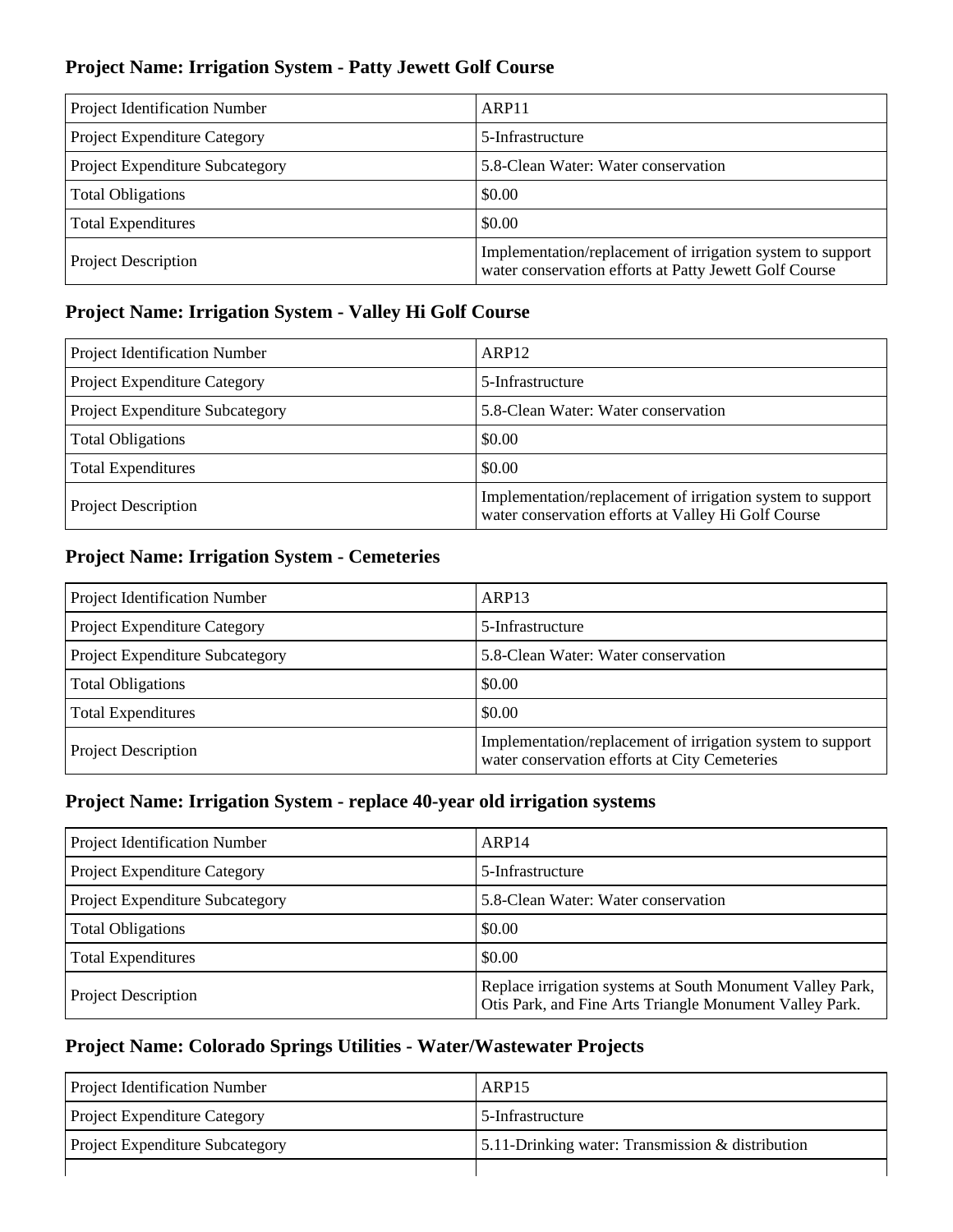## Project Name: Irrigation System - Patty Jewett Golf Course

| | |
|---|---|
| Project Identification Number | ARP11 |
| Project Expenditure Category | 5-Infrastructure |
| Project Expenditure Subcategory | 5.8-Clean Water: Water conservation |
| Total Obligations | $0.00 |
| Total Expenditures | $0.00 |
| Project Description | Implementation/replacement of irrigation system to support water conservation efforts at Patty Jewett Golf Course |

## Project Name: Irrigation System - Valley Hi Golf Course

| | |
|---|---|
| Project Identification Number | ARP12 |
| Project Expenditure Category | 5-Infrastructure |
| Project Expenditure Subcategory | 5.8-Clean Water: Water conservation |
| Total Obligations | $0.00 |
| Total Expenditures | $0.00 |
| Project Description | Implementation/replacement of irrigation system to support water conservation efforts at Valley Hi Golf Course |

## Project Name: Irrigation System - Cemeteries

| | |
|---|---|
| Project Identification Number | ARP13 |
| Project Expenditure Category | 5-Infrastructure |
| Project Expenditure Subcategory | 5.8-Clean Water: Water conservation |
| Total Obligations | $0.00 |
| Total Expenditures | $0.00 |
| Project Description | Implementation/replacement of irrigation system to support water conservation efforts at City Cemeteries |

## Project Name: Irrigation System - replace 40-year old irrigation systems

| | |
|---|---|
| Project Identification Number | ARP14 |
| Project Expenditure Category | 5-Infrastructure |
| Project Expenditure Subcategory | 5.8-Clean Water: Water conservation |
| Total Obligations | $0.00 |
| Total Expenditures | $0.00 |
| Project Description | Replace irrigation systems at South Monument Valley Park, Otis Park, and Fine Arts Triangle Monument Valley Park. |

## Project Name: Colorado Springs Utilities - Water/Wastewater Projects

| | |
|---|---|
| Project Identification Number | ARP15 |
| Project Expenditure Category | 5-Infrastructure |
| Project Expenditure Subcategory | 5.11-Drinking water: Transmission & distribution |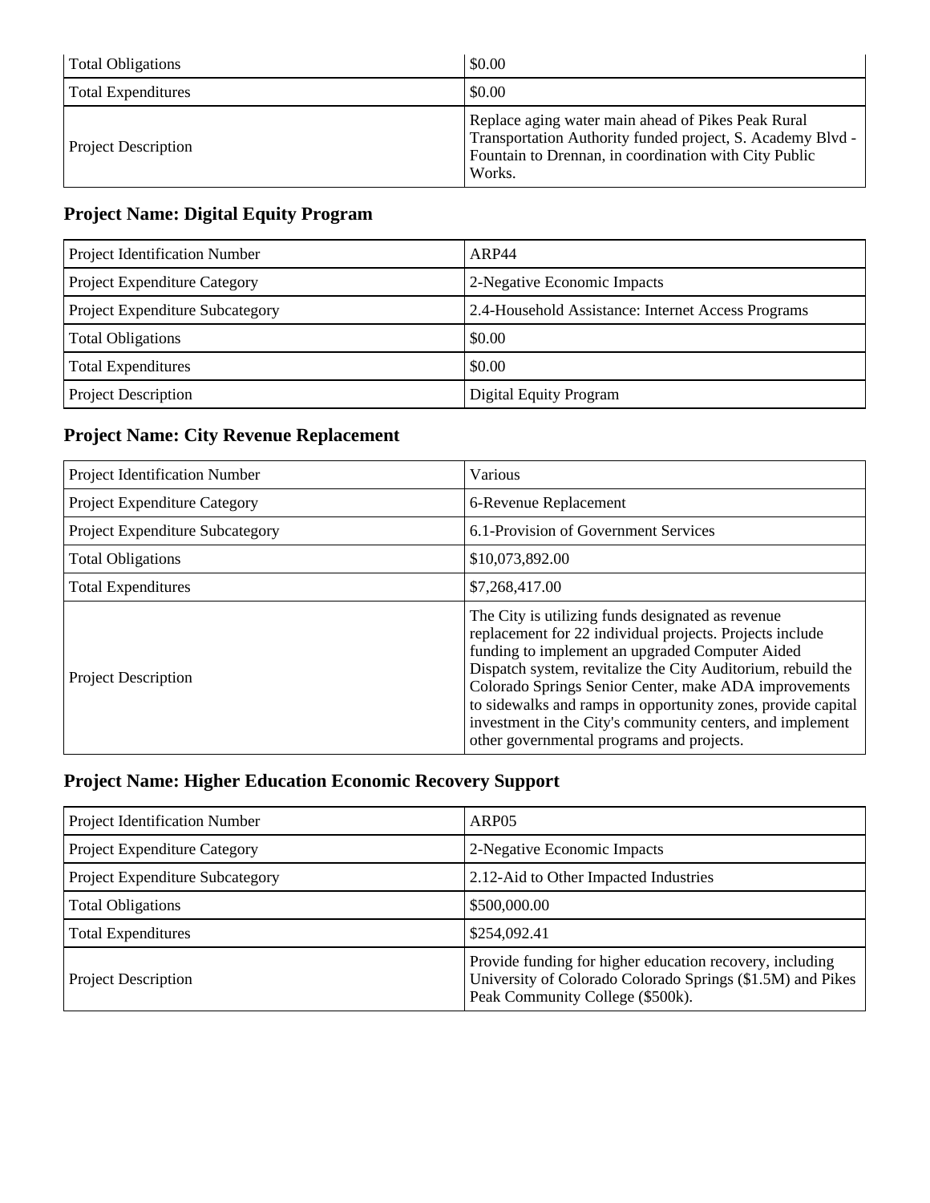| | |
|---|---|
| Total Obligations | $0.00 |
| Total Expenditures | $0.00 |
| Project Description | Replace aging water main ahead of Pikes Peak Rural Transportation Authority funded project, S. Academy Blvd - Fountain to Drennan, in coordination with City Public Works. |

### Project Name: Digital Equity Program

| | |
|---|---|
| Project Identification Number | ARP44 |
| Project Expenditure Category | 2-Negative Economic Impacts |
| Project Expenditure Subcategory | 2.4-Household Assistance: Internet Access Programs |
| Total Obligations | $0.00 |
| Total Expenditures | $0.00 |
| Project Description | Digital Equity Program |

### Project Name: City Revenue Replacement

| | |
|---|---|
| Project Identification Number | Various |
| Project Expenditure Category | 6-Revenue Replacement |
| Project Expenditure Subcategory | 6.1-Provision of Government Services |
| Total Obligations | $10,073,892.00 |
| Total Expenditures | $7,268,417.00 |
| Project Description | The City is utilizing funds designated as revenue replacement for 22 individual projects. Projects include funding to implement an upgraded Computer Aided Dispatch system, revitalize the City Auditorium, rebuild the Colorado Springs Senior Center, make ADA improvements to sidewalks and ramps in opportunity zones, provide capital investment in the City's community centers, and implement other governmental programs and projects. |

### Project Name: Higher Education Economic Recovery Support

| | |
|---|---|
| Project Identification Number | ARP05 |
| Project Expenditure Category | 2-Negative Economic Impacts |
| Project Expenditure Subcategory | 2.12-Aid to Other Impacted Industries |
| Total Obligations | $500,000.00 |
| Total Expenditures | $254,092.41 |
| Project Description | Provide funding for higher education recovery, including University of Colorado Colorado Springs ($1.5M) and Pikes Peak Community College ($500k). |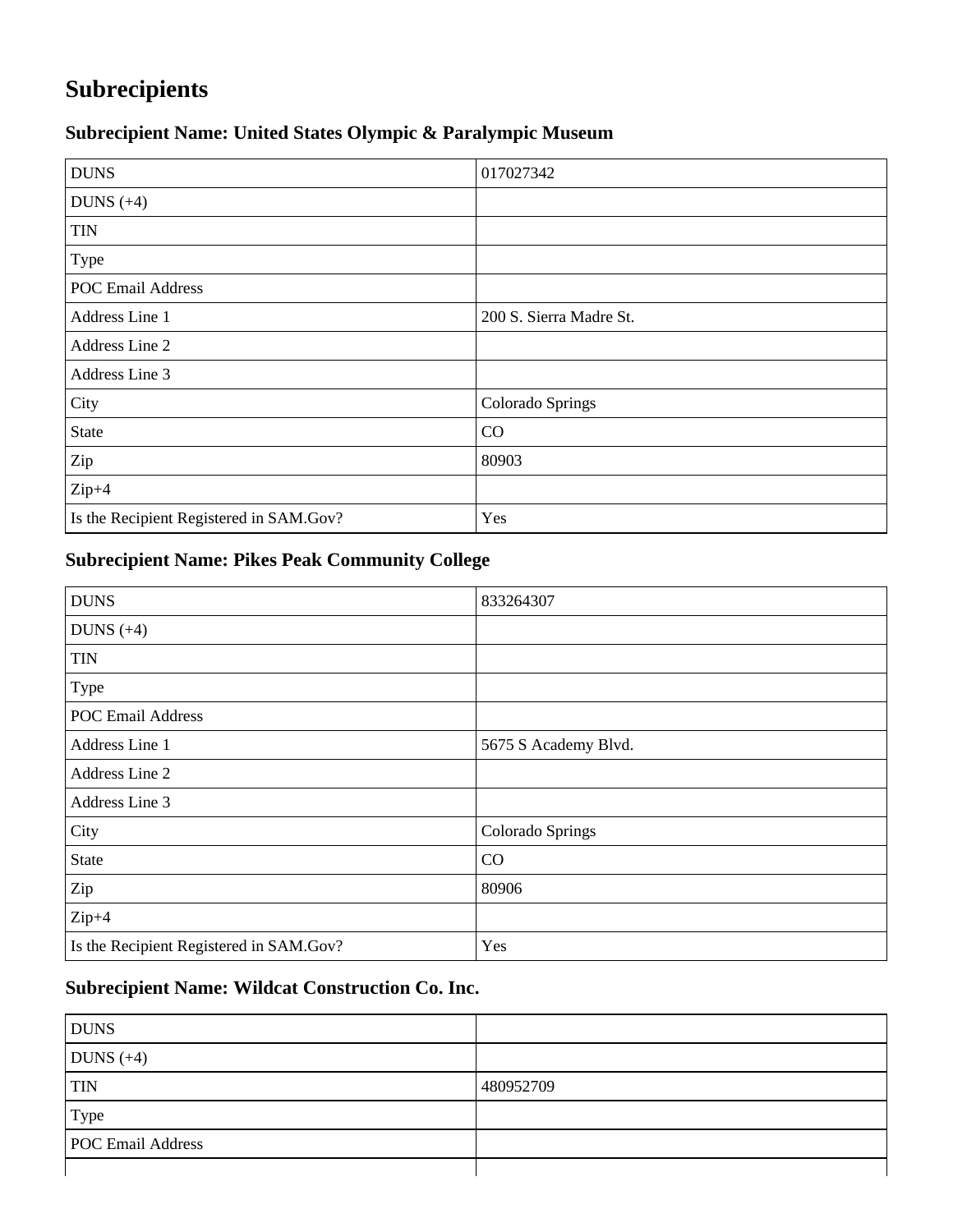# Subrecipients

### Subrecipient Name: United States Olympic & Paralympic Museum

| DUNS | 017027342 |
|---|---|
| DUNS (+4) | |
| TIN | |
| Type | |
| POC Email Address | |
| Address Line 1 | 200 S. Sierra Madre St. |
| Address Line 2 | |
| Address Line 3 | |
| City | Colorado Springs |
| State | CO |
| Zip | 80903 |
| Zip+4 | |
| Is the Recipient Registered in SAM.Gov? | Yes |

### Subrecipient Name: Pikes Peak Community College

| DUNS | 833264307 |
|---|---|
| DUNS (+4) | |
| TIN | |
| Type | |
| POC Email Address | |
| Address Line 1 | 5675 S Academy Blvd. |
| Address Line 2 | |
| Address Line 3 | |
| City | Colorado Springs |
| State | CO |
| Zip | 80906 |
| Zip+4 | |
| Is the Recipient Registered in SAM.Gov? | Yes |

### Subrecipient Name: Wildcat Construction Co. Inc.

| DUNS | |
|---|---|
| DUNS (+4) | |
| TIN | 480952709 |
| Type | |
| POC Email Address | |
| | |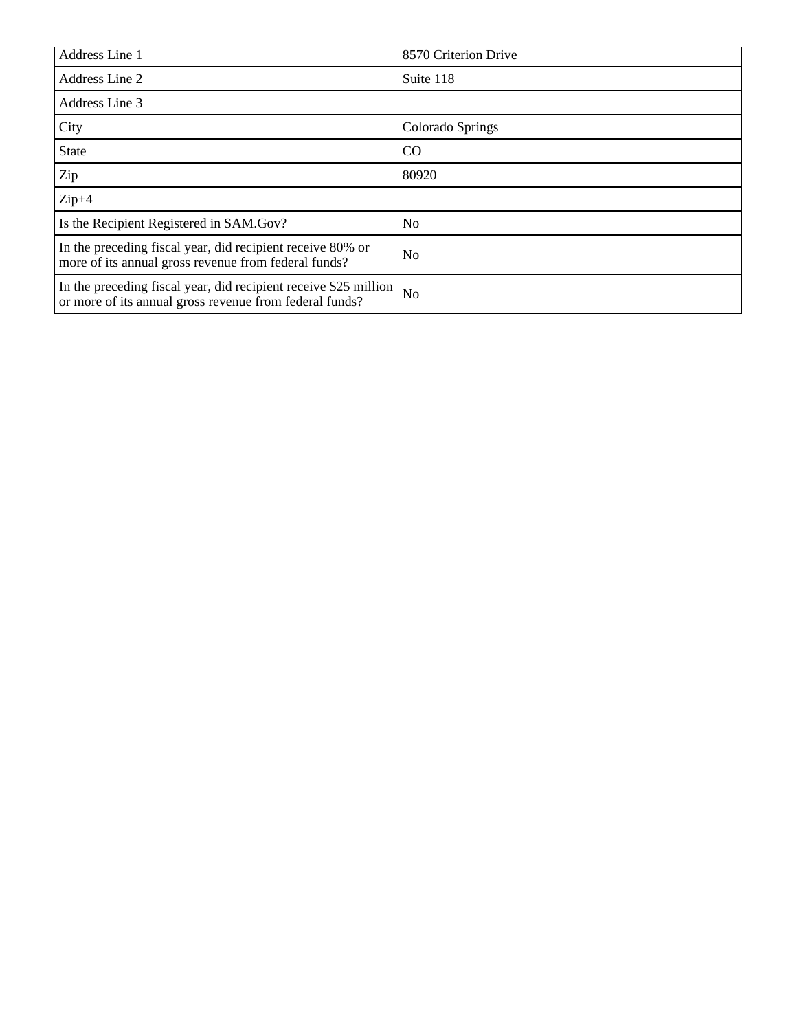| | |
|---|---|
| Address Line 1 | 8570 Criterion Drive |
| Address Line 2 | Suite 118 |
| Address Line 3 | |
| City | Colorado Springs |
| State | CO |
| Zip | 80920 |
| Zip+4 | |
| Is the Recipient Registered in SAM.Gov? | No |
| In the preceding fiscal year, did recipient receive 80% or more of its annual gross revenue from federal funds? | No |
| In the preceding fiscal year, did recipient receive $25 million or more of its annual gross revenue from federal funds? | No |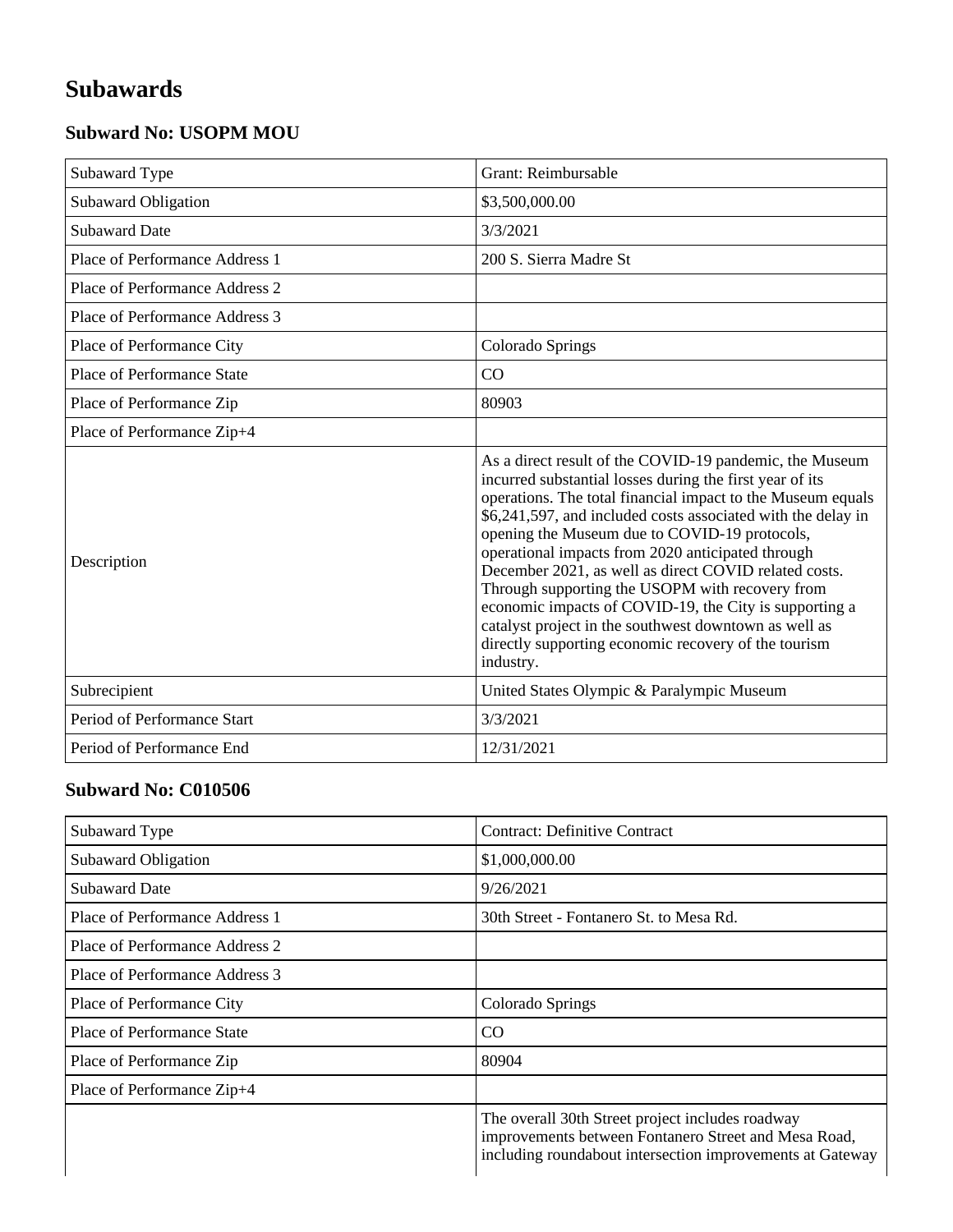# Subawards

### Subward No: USOPM MOU

| | |
|---|---|
| Subaward Type | Grant: Reimbursable |
| Subaward Obligation | $3,500,000.00 |
| Subaward Date | 3/3/2021 |
| Place of Performance Address 1 | 200 S. Sierra Madre St |
| Place of Performance Address 2 | |
| Place of Performance Address 3 | |
| Place of Performance City | Colorado Springs |
| Place of Performance State | CO |
| Place of Performance Zip | 80903 |
| Place of Performance Zip+4 | |
| Description | As a direct result of the COVID-19 pandemic, the Museum incurred substantial losses during the first year of its operations. The total financial impact to the Museum equals $6,241,597, and included costs associated with the delay in opening the Museum due to COVID-19 protocols, operational impacts from 2020 anticipated through December 2021, as well as direct COVID related costs. Through supporting the USOPM with recovery from economic impacts of COVID-19, the City is supporting a catalyst project in the southwest downtown as well as directly supporting economic recovery of the tourism industry. |
| Subrecipient | United States Olympic & Paralympic Museum |
| Period of Performance Start | 3/3/2021 |
| Period of Performance End | 12/31/2021 |

### Subward No: C010506

| | |
|---|---|
| Subaward Type | Contract: Definitive Contract |
| Subaward Obligation | $1,000,000.00 |
| Subaward Date | 9/26/2021 |
| Place of Performance Address 1 | 30th Street - Fontanero St. to Mesa Rd. |
| Place of Performance Address 2 | |
| Place of Performance Address 3 | |
| Place of Performance City | Colorado Springs |
| Place of Performance State | CO |
| Place of Performance Zip | 80904 |
| Place of Performance Zip+4 | |
| | The overall 30th Street project includes roadway improvements between Fontanero Street and Mesa Road, including roundabout intersection improvements at Gateway |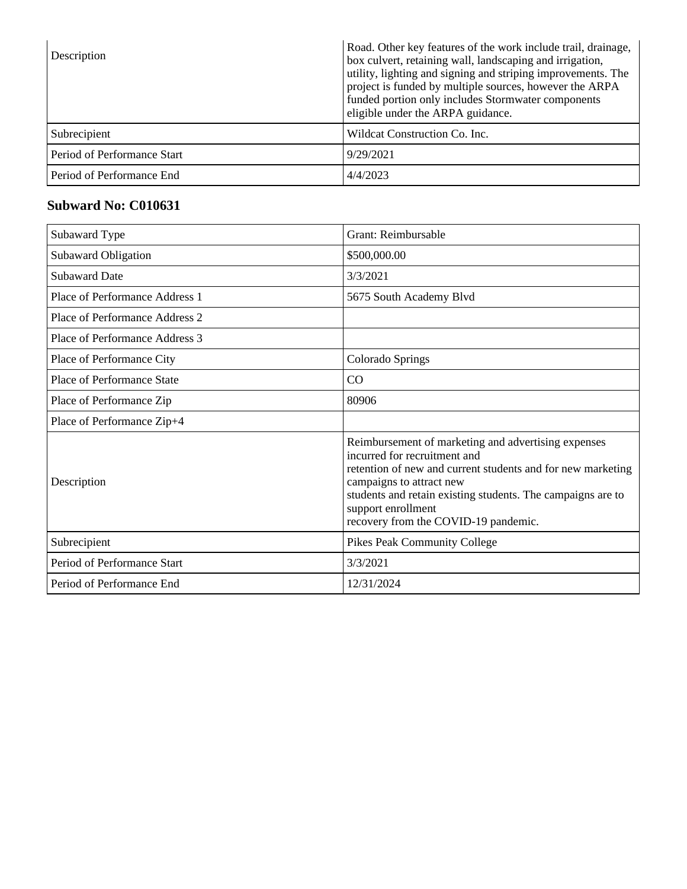| | |
|---|---|
| Description | Road. Other key features of the work include trail, drainage, box culvert, retaining wall, landscaping and irrigation, utility, lighting and signing and striping improvements. The project is funded by multiple sources, however the ARPA funded portion only includes Stormwater components eligible under the ARPA guidance. |
| Subrecipient | Wildcat Construction Co. Inc. |
| Period of Performance Start | 9/29/2021 |
| Period of Performance End | 4/4/2023 |

### Subward No: C010631

| | |
|---|---|
| Subaward Type | Grant: Reimbursable |
| Subaward Obligation | $500,000.00 |
| Subaward Date | 3/3/2021 |
| Place of Performance Address 1 | 5675 South Academy Blvd |
| Place of Performance Address 2 | |
| Place of Performance Address 3 | |
| Place of Performance City | Colorado Springs |
| Place of Performance State | CO |
| Place of Performance Zip | 80906 |
| Place of Performance Zip+4 | |
| Description | Reimbursement of marketing and advertising expenses incurred for recruitment and retention of new and current students and for new marketing campaigns to attract new students and retain existing students. The campaigns are to support enrollment recovery from the COVID-19 pandemic. |
| Subrecipient | Pikes Peak Community College |
| Period of Performance Start | 3/3/2021 |
| Period of Performance End | 12/31/2024 |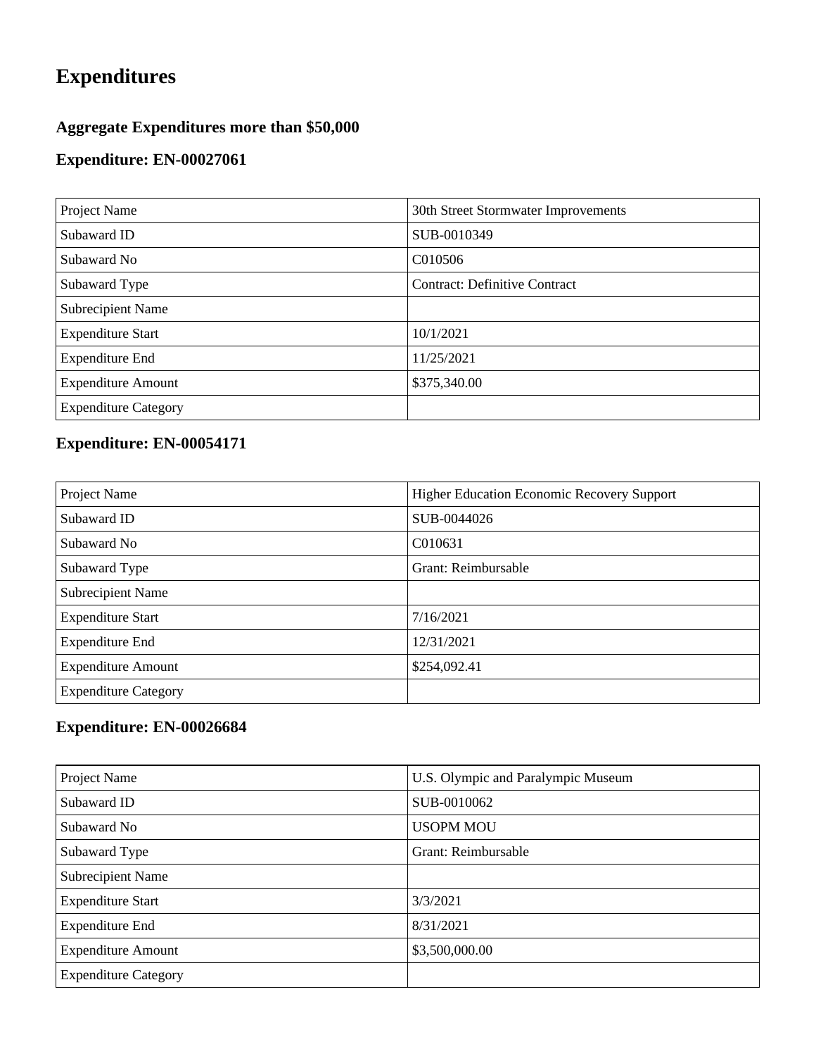# Expenditures

## Aggregate Expenditures more than $50,000

## Expenditure: EN-00027061

| | |
|---|---|
| Project Name | 30th Street Stormwater Improvements |
| Subaward ID | SUB-0010349 |
| Subaward No | C010506 |
| Subaward Type | Contract: Definitive Contract |
| Subrecipient Name | |
| Expenditure Start | 10/1/2021 |
| Expenditure End | 11/25/2021 |
| Expenditure Amount | $375,340.00 |
| Expenditure Category | |

## Expenditure: EN-00054171

| | |
|---|---|
| Project Name | Higher Education Economic Recovery Support |
| Subaward ID | SUB-0044026 |
| Subaward No | C010631 |
| Subaward Type | Grant: Reimbursable |
| Subrecipient Name | |
| Expenditure Start | 7/16/2021 |
| Expenditure End | 12/31/2021 |
| Expenditure Amount | $254,092.41 |
| Expenditure Category | |

## Expenditure: EN-00026684

| | |
|---|---|
| Project Name | U.S. Olympic and Paralympic Museum |
| Subaward ID | SUB-0010062 |
| Subaward No | USOPM MOU |
| Subaward Type | Grant: Reimbursable |
| Subrecipient Name | |
| Expenditure Start | 3/3/2021 |
| Expenditure End | 8/31/2021 |
| Expenditure Amount | $3,500,000.00 |
| Expenditure Category | |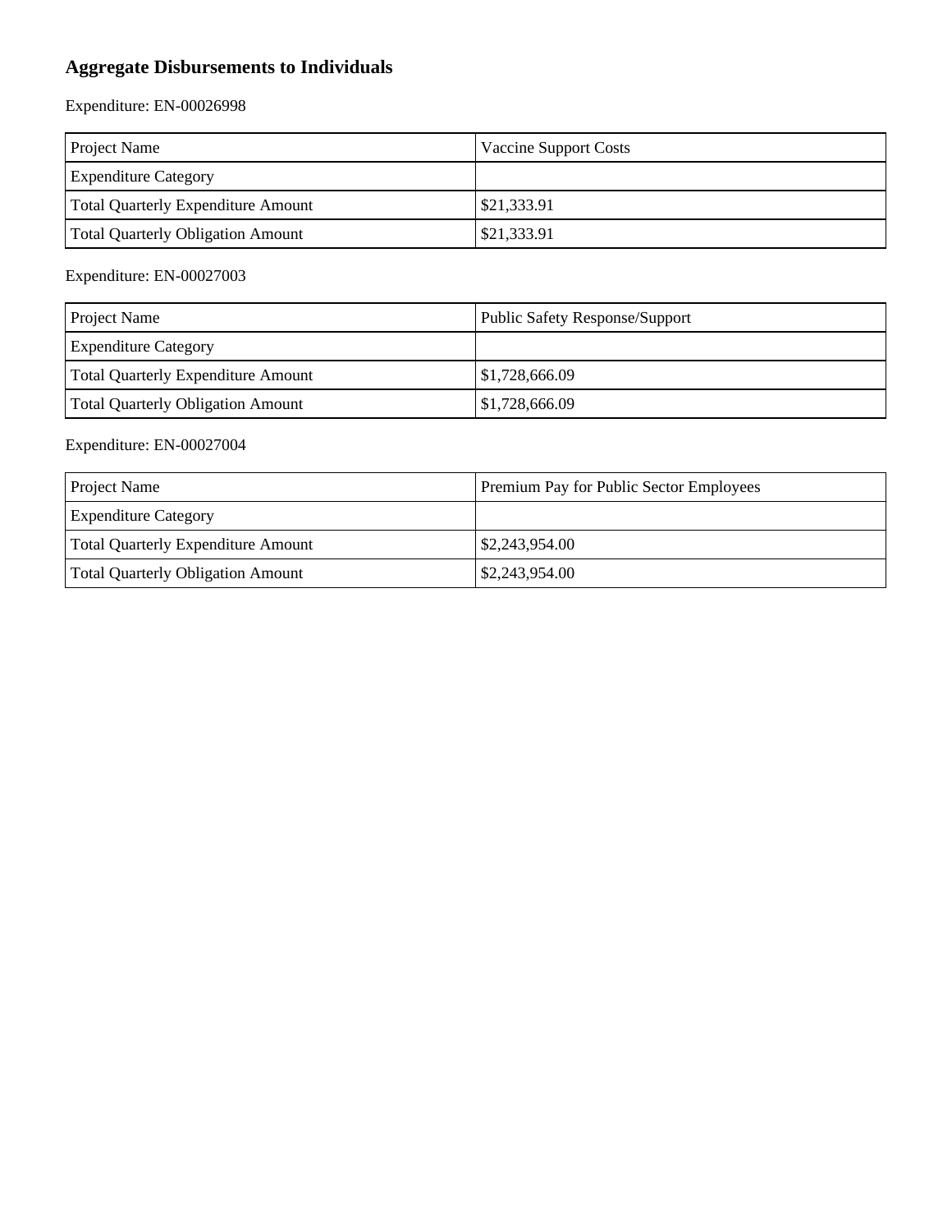## Aggregate Disbursements to Individuals

Expenditure: EN-00026998

| Project Name | Vaccine Support Costs |
|---|---|
| Expenditure Category | |
| Total Quarterly Expenditure Amount | $21,333.91 |
| Total Quarterly Obligation Amount | $21,333.91 |

Expenditure: EN-00027003

| Project Name | Public Safety Response/Support |
|---|---|
| Expenditure Category | |
| Total Quarterly Expenditure Amount | $1,728,666.09 |
| Total Quarterly Obligation Amount | $1,728,666.09 |

Expenditure: EN-00027004

| Project Name | Premium Pay for Public Sector Employees |
|---|---|
| Expenditure Category | |
| Total Quarterly Expenditure Amount | $2,243,954.00 |
| Total Quarterly Obligation Amount | $2,243,954.00 |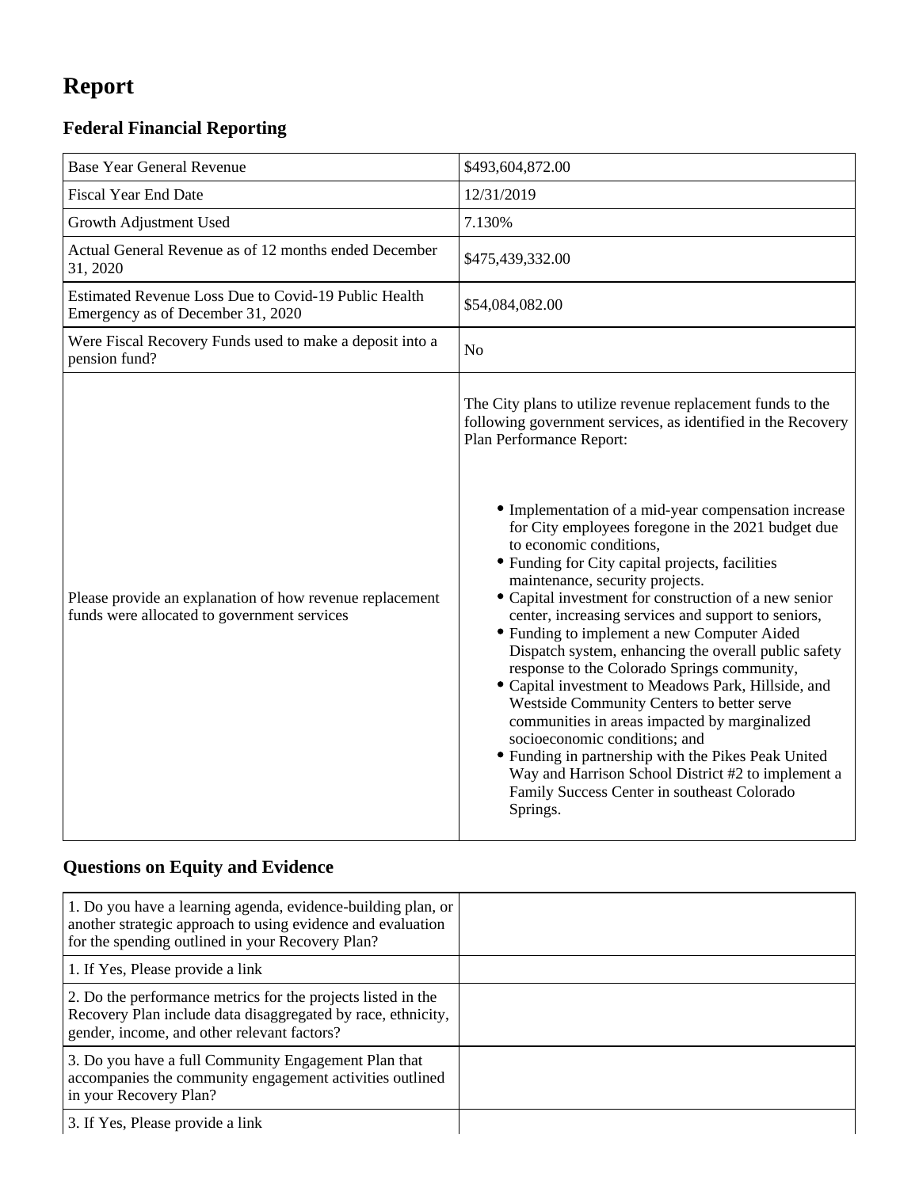# Report

## Federal Financial Reporting

| | |
|---|---|
| Base Year General Revenue | $493,604,872.00 |
| Fiscal Year End Date | 12/31/2019 |
| Growth Adjustment Used | 7.130% |
| Actual General Revenue as of 12 months ended December 31, 2020 | $475,439,332.00 |
| Estimated Revenue Loss Due to Covid-19 Public Health Emergency as of December 31, 2020 | $54,084,082.00 |
| Were Fiscal Recovery Funds used to make a deposit into a pension fund? | No |
| Please provide an explanation of how revenue replacement funds were allocated to government services | The City plans to utilize revenue replacement funds to the following government services, as identified in the Recovery Plan Performance Report:<br><br>• Implementation of a mid-year compensation increase for City employees foregone in the 2021 budget due to economic conditions,<br>• Funding for City capital projects, facilities maintenance, security projects.<br>• Capital investment for construction of a new senior center, increasing services and support to seniors,<br>• Funding to implement a new Computer Aided Dispatch system, enhancing the overall public safety response to the Colorado Springs community,<br>• Capital investment to Meadows Park, Hillside, and Westside Community Centers to better serve communities in areas impacted by marginalized socioeconomic conditions; and<br>• Funding in partnership with the Pikes Peak United Way and Harrison School District #2 to implement a Family Success Center in southeast Colorado Springs. |

## Questions on Equity and Evidence

| | |
|---|---|
| 1. Do you have a learning agenda, evidence-building plan, or another strategic approach to using evidence and evaluation for the spending outlined in your Recovery Plan? | |
| 1. If Yes, Please provide a link | |
| 2. Do the performance metrics for the projects listed in the Recovery Plan include data disaggregated by race, ethnicity, gender, income, and other relevant factors? | |
| 3. Do you have a full Community Engagement Plan that accompanies the community engagement activities outlined in your Recovery Plan? | |
| 3. If Yes, Please provide a link | |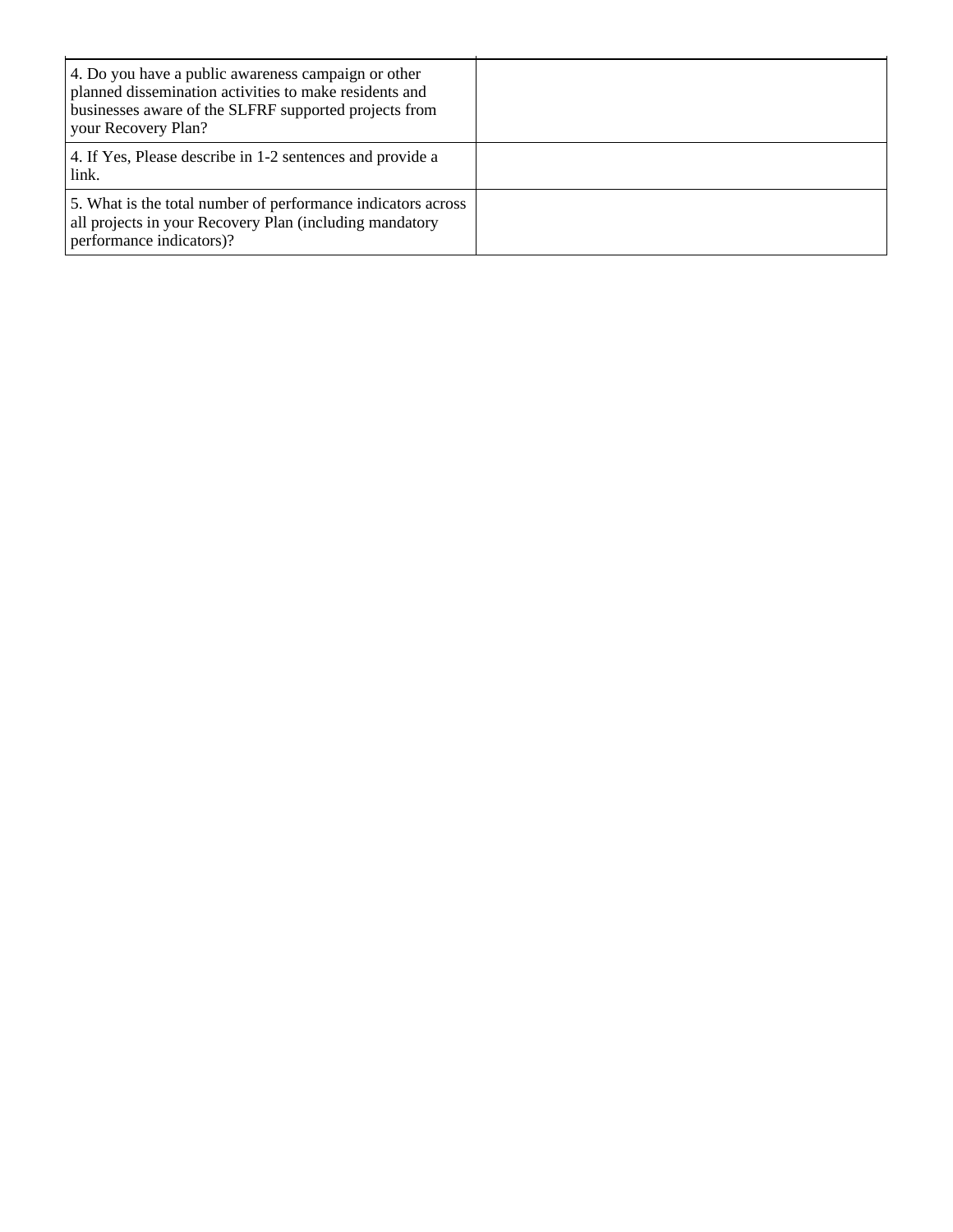| | |
|---|---|
| 4. Do you have a public awareness campaign or other planned dissemination activities to make residents and businesses aware of the SLFRF supported projects from your Recovery Plan? | |
| 4. If Yes, Please describe in 1-2 sentences and provide a link. | |
| 5. What is the total number of performance indicators across all projects in your Recovery Plan (including mandatory performance indicators)? | |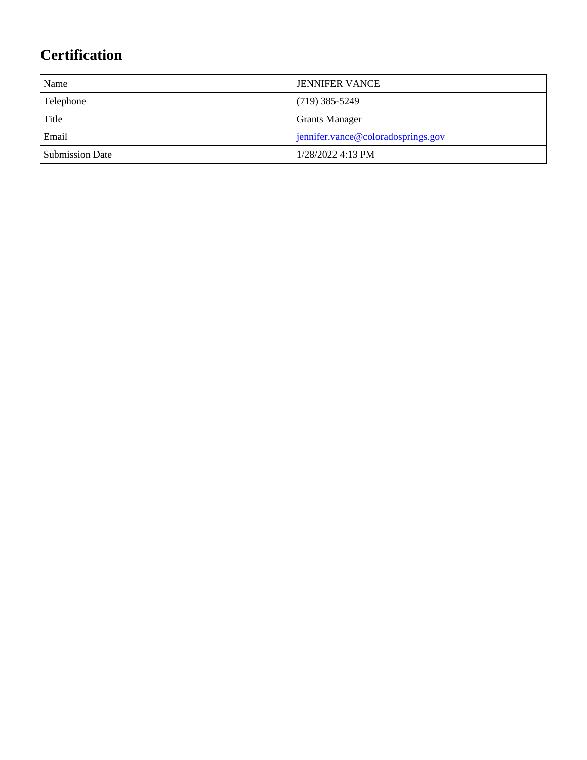## Certification

| | |
|---|---|
| Name | JENNIFER VANCE |
| Telephone | (719) 385-5249 |
| Title | Grants Manager |
| Email | jennifer.vance@coloradosprings.gov |
| Submission Date | 1/28/2022 4:13 PM |